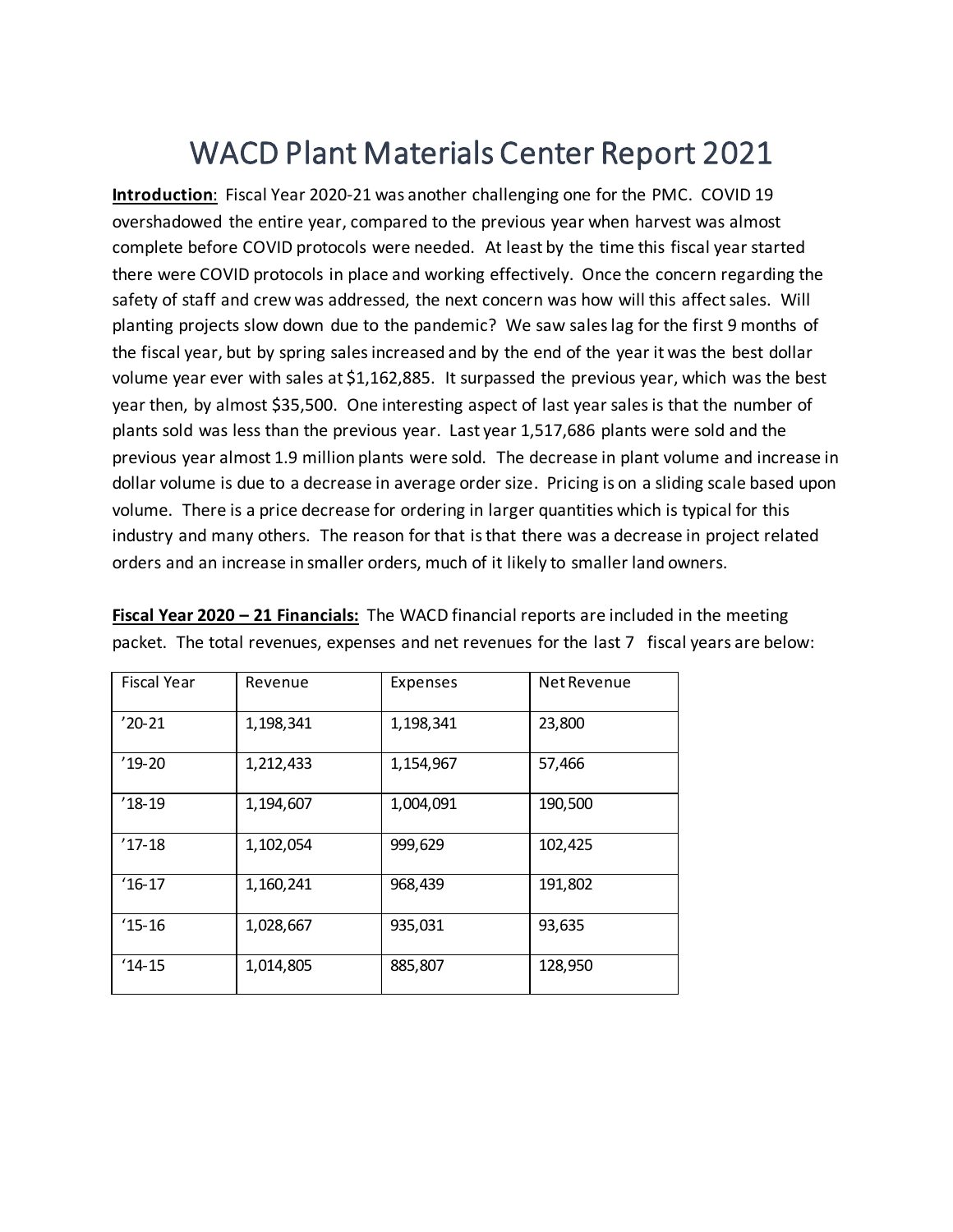# WACD Plant Materials Center Report 2021

**Introduction**: Fiscal Year 2020-21 was another challenging one for the PMC. COVID 19 overshadowed the entire year, compared to the previous year when harvest was almost complete before COVID protocols were needed. At least by the time this fiscal year started there were COVID protocols in place and working effectively. Once the concern regarding the safety of staff and crew was addressed, the next concern was how will this affect sales. Will planting projects slow down due to the pandemic? We saw sales lag for the first 9 months of the fiscal year, but by spring sales increased and by the end of the year it was the best dollar volume year ever with sales at $1,162,885. It surpassed the previous year, which was the best year then, by almost $35,500. One interesting aspect of last year sales is that the number of plants sold was less than the previous year. Last year 1,517,686 plants were sold and the previous year almost 1.9 million plants were sold. The decrease in plant volume and increase in dollar volume is due to a decrease in average order size. Pricing is on a sliding scale based upon volume. There is a price decrease for ordering in larger quantities which is typical for this industry and many others. The reason for that is that there was a decrease in project related orders and an increase in smaller orders, much of it likely to smaller land owners.

**Fiscal Year 2020 – 21 Financials:** The WACD financial reports are included in the meeting packet. The total revenues, expenses and net revenues for the last 7 fiscal years are below:

| Fiscal Year | Revenue | Expenses | Net Revenue |
|---|---|---|---|
| '20-21 | 1,198,341 | 1,198,341 | 23,800 |
| '19-20 | 1,212,433 | 1,154,967 | 57,466 |
| '18-19 | 1,194,607 | 1,004,091 | 190,500 |
| '17-18 | 1,102,054 | 999,629 | 102,425 |
| '16-17 | 1,160,241 | 968,439 | 191,802 |
| '15-16 | 1,028,667 | 935,031 | 93,635 |
| '14-15 | 1,014,805 | 885,807 | 128,950 |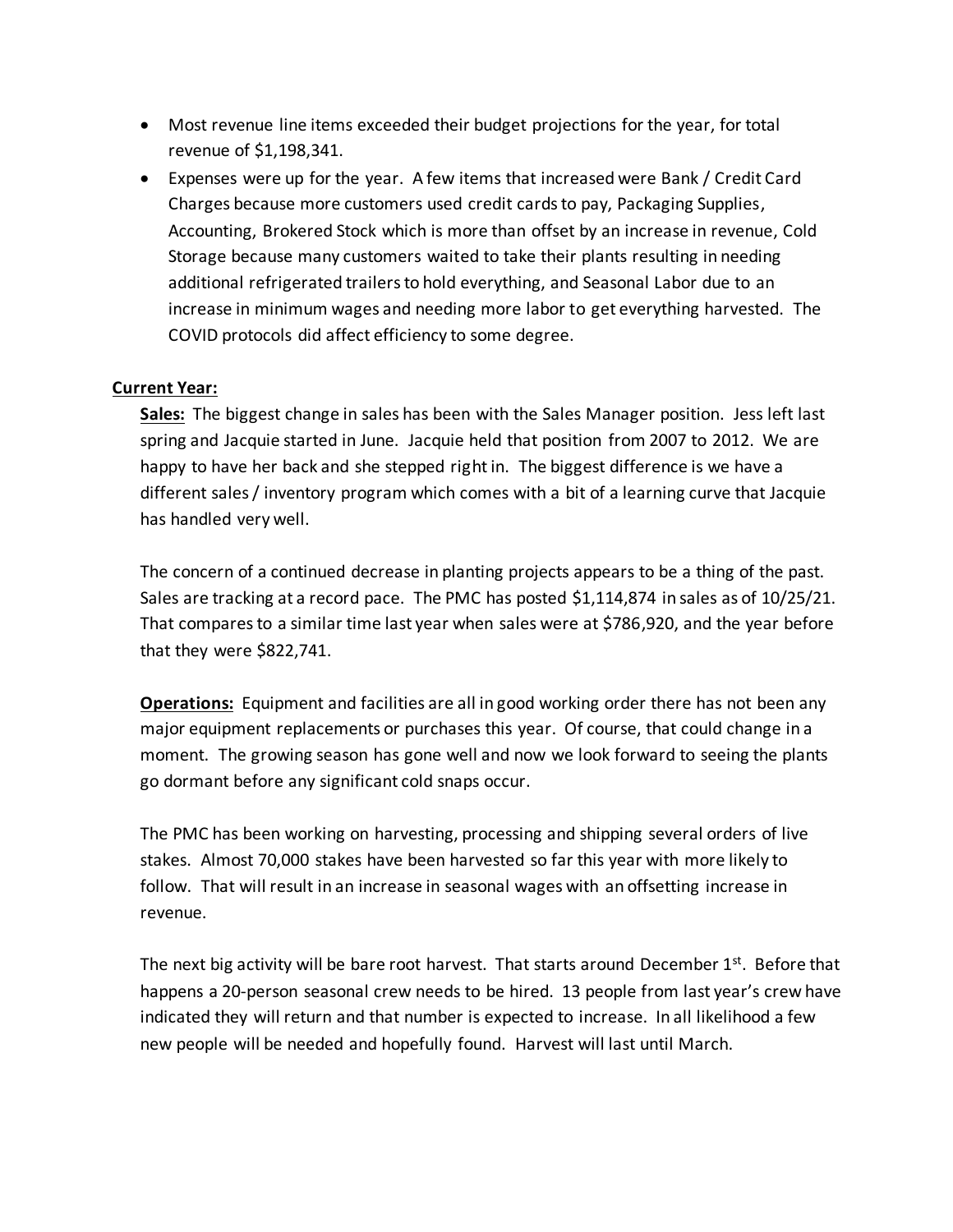- Most revenue line items exceeded their budget projections for the year, for total revenue of $1,198,341.
- Expenses were up for the year. A few items that increased were Bank / Credit Card Charges because more customers used credit cards to pay, Packaging Supplies, Accounting, Brokered Stock which is more than offset by an increase in revenue, Cold Storage because many customers waited to take their plants resulting in needing additional refrigerated trailers to hold everything, and Seasonal Labor due to an increase in minimum wages and needing more labor to get everything harvested. The COVID protocols did affect efficiency to some degree.

**Current Year:**

**Sales:** The biggest change in sales has been with the Sales Manager position. Jess left last spring and Jacquie started in June. Jacquie held that position from 2007 to 2012. We are happy to have her back and she stepped right in. The biggest difference is we have a different sales / inventory program which comes with a bit of a learning curve that Jacquie has handled very well.

The concern of a continued decrease in planting projects appears to be a thing of the past. Sales are tracking at a record pace. The PMC has posted $1,114,874 in sales as of 10/25/21. That compares to a similar time last year when sales were at $786,920, and the year before that they were $822,741.

**Operations:** Equipment and facilities are all in good working order there has not been any major equipment replacements or purchases this year. Of course, that could change in a moment. The growing season has gone well and now we look forward to seeing the plants go dormant before any significant cold snaps occur.

The PMC has been working on harvesting, processing and shipping several orders of live stakes. Almost 70,000 stakes have been harvested so far this year with more likely to follow. That will result in an increase in seasonal wages with an offsetting increase in revenue.

The next big activity will be bare root harvest. That starts around December 1st. Before that happens a 20-person seasonal crew needs to be hired. 13 people from last year's crew have indicated they will return and that number is expected to increase. In all likelihood a few new people will be needed and hopefully found. Harvest will last until March.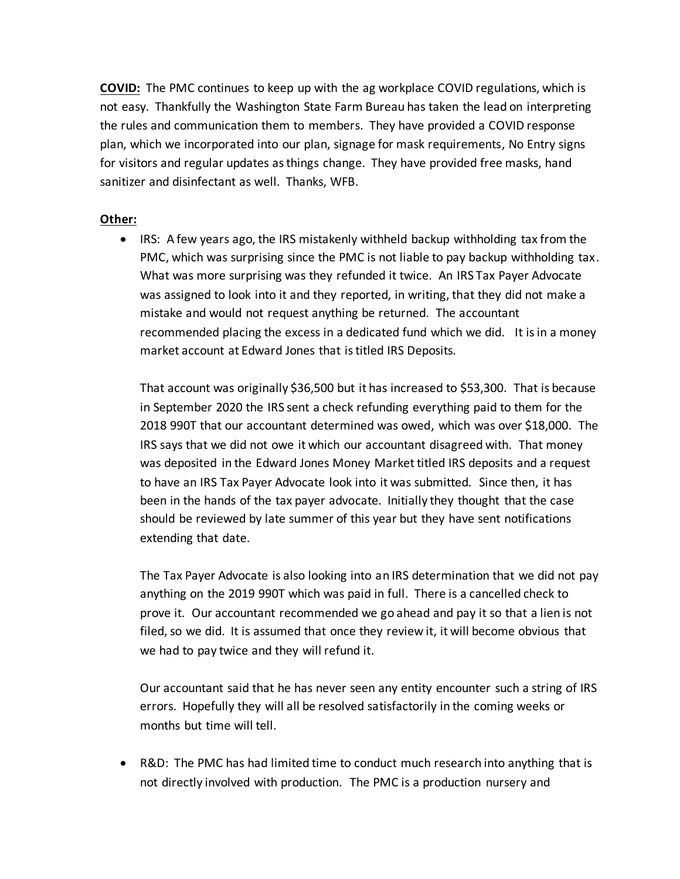**COVID:** The PMC continues to keep up with the ag workplace COVID regulations, which is not easy. Thankfully the Washington State Farm Bureau has taken the lead on interpreting the rules and communication them to members. They have provided a COVID response plan, which we incorporated into our plan, signage for mask requirements, No Entry signs for visitors and regular updates as things change. They have provided free masks, hand sanitizer and disinfectant as well. Thanks, WFB.

**Other:**

- IRS: A few years ago, the IRS mistakenly withheld backup withholding tax from the PMC, which was surprising since the PMC is not liable to pay backup withholding tax. What was more surprising was they refunded it twice. An IRS Tax Payer Advocate was assigned to look into it and they reported, in writing, that they did not make a mistake and would not request anything be returned. The accountant recommended placing the excess in a dedicated fund which we did. It is in a money market account at Edward Jones that is titled IRS Deposits.

  That account was originally $36,500 but it has increased to $53,300. That is because in September 2020 the IRS sent a check refunding everything paid to them for the 2018 990T that our accountant determined was owed, which was over $18,000. The IRS says that we did not owe it which our accountant disagreed with. That money was deposited in the Edward Jones Money Market titled IRS deposits and a request to have an IRS Tax Payer Advocate look into it was submitted. Since then, it has been in the hands of the tax payer advocate. Initially they thought that the case should be reviewed by late summer of this year but they have sent notifications extending that date.

  The Tax Payer Advocate is also looking into an IRS determination that we did not pay anything on the 2019 990T which was paid in full. There is a cancelled check to prove it. Our accountant recommended we go ahead and pay it so that a lien is not filed, so we did. It is assumed that once they review it, it will become obvious that we had to pay twice and they will refund it.

  Our accountant said that he has never seen any entity encounter such a string of IRS errors. Hopefully they will all be resolved satisfactorily in the coming weeks or months but time will tell.

- R&D: The PMC has had limited time to conduct much research into anything that is not directly involved with production. The PMC is a production nursery and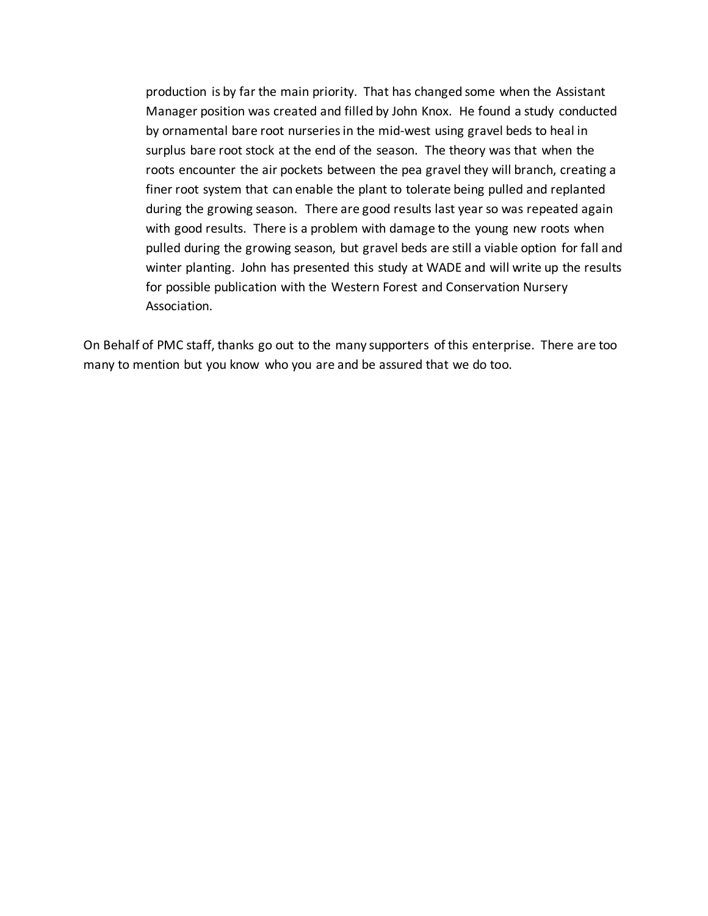production is by far the main priority. That has changed some when the Assistant Manager position was created and filled by John Knox. He found a study conducted by ornamental bare root nurseries in the mid-west using gravel beds to heal in surplus bare root stock at the end of the season. The theory was that when the roots encounter the air pockets between the pea gravel they will branch, creating a finer root system that can enable the plant to tolerate being pulled and replanted during the growing season. There are good results last year so was repeated again with good results. There is a problem with damage to the young new roots when pulled during the growing season, but gravel beds are still a viable option for fall and winter planting. John has presented this study at WADE and will write up the results for possible publication with the Western Forest and Conservation Nursery Association.

On Behalf of PMC staff, thanks go out to the many supporters of this enterprise. There are too many to mention but you know who you are and be assured that we do too.